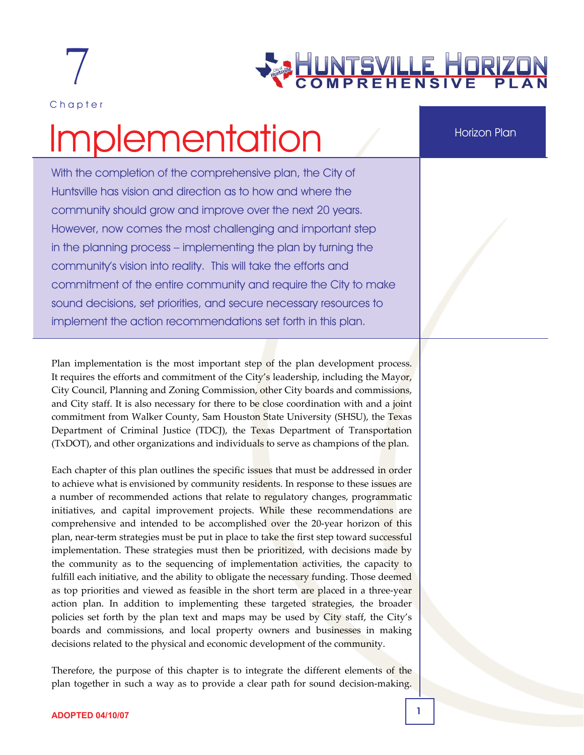# Chapter 7

# Implementation

With the completion of the comprehensive plan, the City of Huntsville has vision and direction as to how and where the community should grow and improve over the next 20 years. However, now comes the most challenging and important step in the planning process – implementing the plan by turning the community's vision into reality. This will take the efforts and commitment of the entire community and require the City to make sound decisions, set priorities, and secure necessary resources to implement the action recommendations set forth in this plan.

Plan implementation is the most important step of the plan development process. It requires the efforts and commitment of the City's leadership, including the Mayor, City Council, Planning and Zoning Commission, other City boards and commissions, and City staff. It is also necessary for there to be close coordination with and a joint commitment from Walker County, Sam Houston State University (SHSU), the Texas Department of Criminal Justice (TDCJ), the Texas Department of Transportation (TxDOT), and other organizations and individuals to serve as champions of the plan.

Each chapter of this plan outlines the specific issues that must be addressed in order to achieve what is envisioned by community residents. In response to these issues are a number of recommended actions that relate to regulatory changes, programmatic initiatives, and capital improvement projects. While these recommendations are comprehensive and intended to be accomplished over the 20-year horizon of this plan, near-term strategies must be put in place to take the first step toward successful implementation. These strategies must then be prioritized, with decisions made by the community as to the sequencing of implementation activities, the capacity to fulfill each initiative, and the ability to obligate the necessary funding. Those deemed as top priorities and viewed as feasible in the short term are placed in a three-year action plan. In addition to implementing these targeted strategies, the broader policies set forth by the plan text and maps may be used by City staff, the City's boards and commissions, and local property owners and businesses in making decisions related to the physical and economic development of the community.

Therefore, the purpose of this chapter is to integrate the different elements of the plan together in such a way as to provide a clear path for sound decision-making.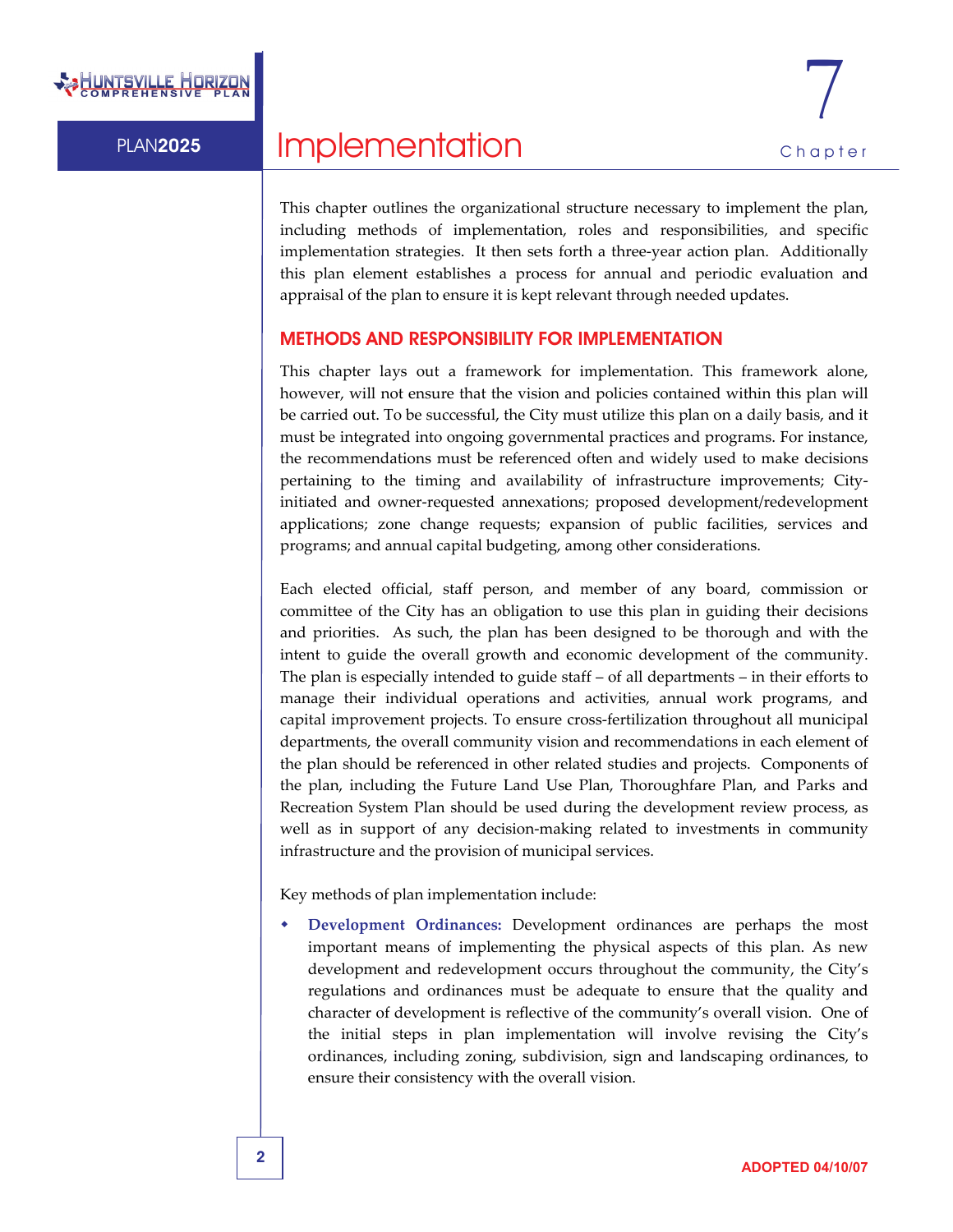# Chapter 7 Implementation

This chapter outlines the organizational structure necessary to implement the plan, including methods of implementation, roles and responsibilities, and specific implementation strategies. It then sets forth a three-year action plan. Additionally this plan element establishes a process for annual and periodic evaluation and appraisal of the plan to ensure it is kept relevant through needed updates.

## METHODS AND RESPONSIBILITY FOR IMPLEMENTATION

This chapter lays out a framework for implementation. This framework alone, however, will not ensure that the vision and policies contained within this plan will be carried out. To be successful, the City must utilize this plan on a daily basis, and it must be integrated into ongoing governmental practices and programs. For instance, the recommendations must be referenced often and widely used to make decisions pertaining to the timing and availability of infrastructure improvements; City-initiated and owner-requested annexations; proposed development/redevelopment applications; zone change requests; expansion of public facilities, services and programs; and annual capital budgeting, among other considerations.

Each elected official, staff person, and member of any board, commission or committee of the City has an obligation to use this plan in guiding their decisions and priorities. As such, the plan has been designed to be thorough and with the intent to guide the overall growth and economic development of the community. The plan is especially intended to guide staff – of all departments – in their efforts to manage their individual operations and activities, annual work programs, and capital improvement projects. To ensure cross-fertilization throughout all municipal departments, the overall community vision and recommendations in each element of the plan should be referenced in other related studies and projects. Components of the plan, including the Future Land Use Plan, Thoroughfare Plan, and Parks and Recreation System Plan should be used during the development review process, as well as in support of any decision-making related to investments in community infrastructure and the provision of municipal services.

Key methods of plan implementation include:

- **Development Ordinances:** Development ordinances are perhaps the most important means of implementing the physical aspects of this plan. As new development and redevelopment occurs throughout the community, the City's regulations and ordinances must be adequate to ensure that the quality and character of development is reflective of the community's overall vision. One of the initial steps in plan implementation will involve revising the City's ordinances, including zoning, subdivision, sign and landscaping ordinances, to ensure their consistency with the overall vision.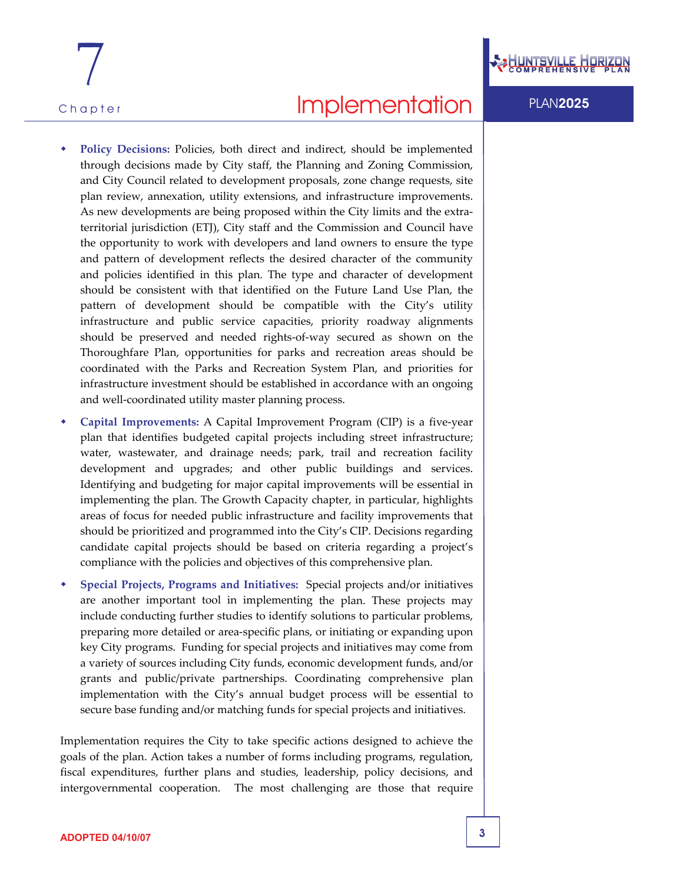- **Policy Decisions:** Policies, both direct and indirect, should be implemented through decisions made by City staff, the Planning and Zoning Commission, and City Council related to development proposals, zone change requests, site plan review, annexation, utility extensions, and infrastructure improvements. As new developments are being proposed within the City limits and the extra-territorial jurisdiction (ETJ), City staff and the Commission and Council have the opportunity to work with developers and land owners to ensure the type and pattern of development reflects the desired character of the community and policies identified in this plan. The type and character of development should be consistent with that identified on the Future Land Use Plan, the pattern of development should be compatible with the City's utility infrastructure and public service capacities, priority roadway alignments should be preserved and needed rights-of-way secured as shown on the Thoroughfare Plan, opportunities for parks and recreation areas should be coordinated with the Parks and Recreation System Plan, and priorities for infrastructure investment should be established in accordance with an ongoing and well-coordinated utility master planning process.

- **Capital Improvements:** A Capital Improvement Program (CIP) is a five-year plan that identifies budgeted capital projects including street infrastructure; water, wastewater, and drainage needs; park, trail and recreation facility development and upgrades; and other public buildings and services. Identifying and budgeting for major capital improvements will be essential in implementing the plan. The Growth Capacity chapter, in particular, highlights areas of focus for needed public infrastructure and facility improvements that should be prioritized and programmed into the City's CIP. Decisions regarding candidate capital projects should be based on criteria regarding a project's compliance with the policies and objectives of this comprehensive plan.

- **Special Projects, Programs and Initiatives:** Special projects and/or initiatives are another important tool in implementing the plan. These projects may include conducting further studies to identify solutions to particular problems, preparing more detailed or area-specific plans, or initiating or expanding upon key City programs. Funding for special projects and initiatives may come from a variety of sources including City funds, economic development funds, and/or grants and public/private partnerships. Coordinating comprehensive plan implementation with the City's annual budget process will be essential to secure base funding and/or matching funds for special projects and initiatives.

Implementation requires the City to take specific actions designed to achieve the goals of the plan. Action takes a number of forms including programs, regulation, fiscal expenditures, further plans and studies, leadership, policy decisions, and intergovernmental cooperation. The most challenging are those that require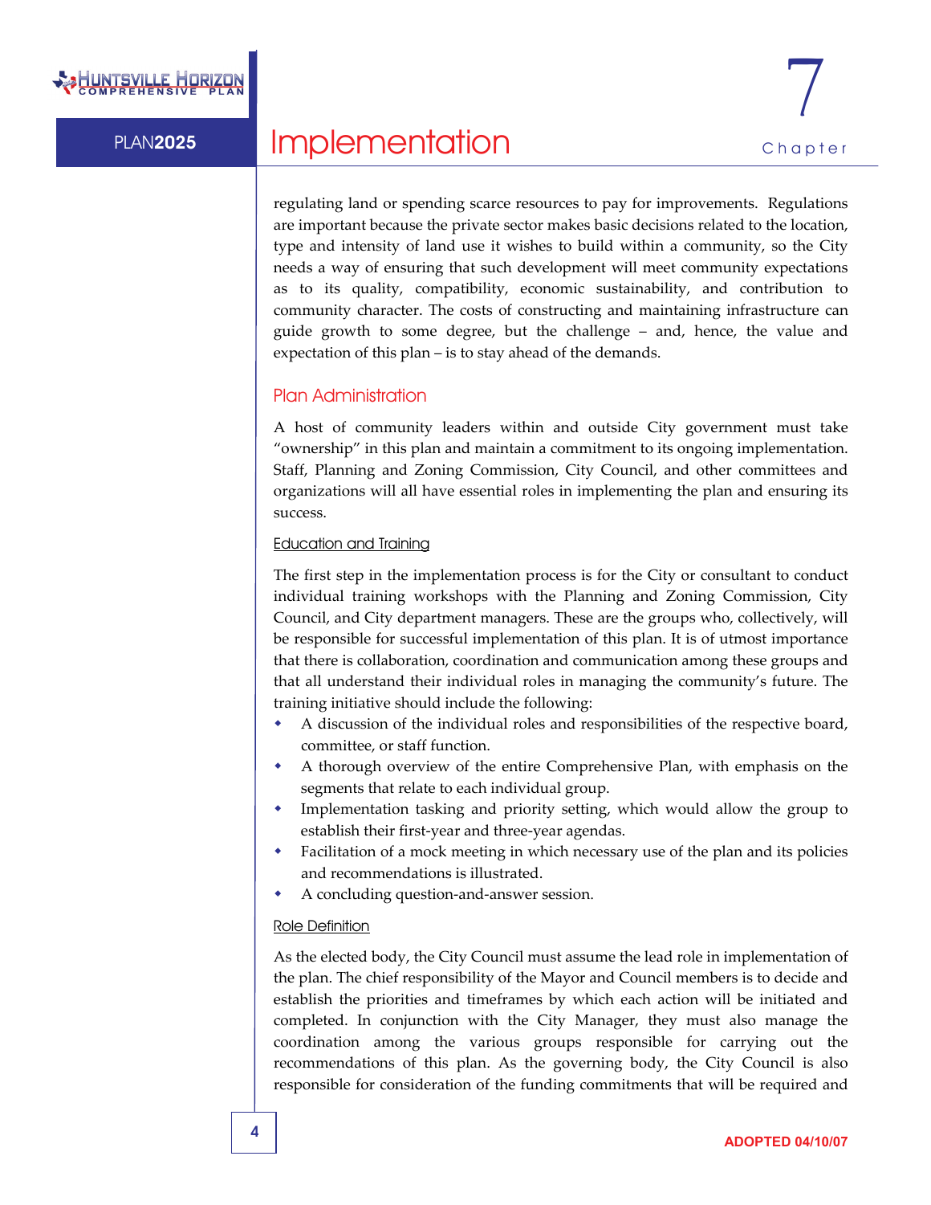regulating land or spending scarce resources to pay for improvements. Regulations are important because the private sector makes basic decisions related to the location, type and intensity of land use it wishes to build within a community, so the City needs a way of ensuring that such development will meet community expectations as to its quality, compatibility, economic sustainability, and contribution to community character. The costs of constructing and maintaining infrastructure can guide growth to some degree, but the challenge – and, hence, the value and expectation of this plan – is to stay ahead of the demands.

## Plan Administration

A host of community leaders within and outside City government must take "ownership" in this plan and maintain a commitment to its ongoing implementation. Staff, Planning and Zoning Commission, City Council, and other committees and organizations will all have essential roles in implementing the plan and ensuring its success.

### Education and Training

The first step in the implementation process is for the City or consultant to conduct individual training workshops with the Planning and Zoning Commission, City Council, and City department managers. These are the groups who, collectively, will be responsible for successful implementation of this plan. It is of utmost importance that there is collaboration, coordination and communication among these groups and that all understand their individual roles in managing the community's future. The training initiative should include the following:

- A discussion of the individual roles and responsibilities of the respective board, committee, or staff function.
- A thorough overview of the entire Comprehensive Plan, with emphasis on the segments that relate to each individual group.
- Implementation tasking and priority setting, which would allow the group to establish their first-year and three-year agendas.
- Facilitation of a mock meeting in which necessary use of the plan and its policies and recommendations is illustrated.
- A concluding question-and-answer session.

### Role Definition

As the elected body, the City Council must assume the lead role in implementation of the plan. The chief responsibility of the Mayor and Council members is to decide and establish the priorities and timeframes by which each action will be initiated and completed. In conjunction with the City Manager, they must also manage the coordination among the various groups responsible for carrying out the recommendations of this plan. As the governing body, the City Council is also responsible for consideration of the funding commitments that will be required and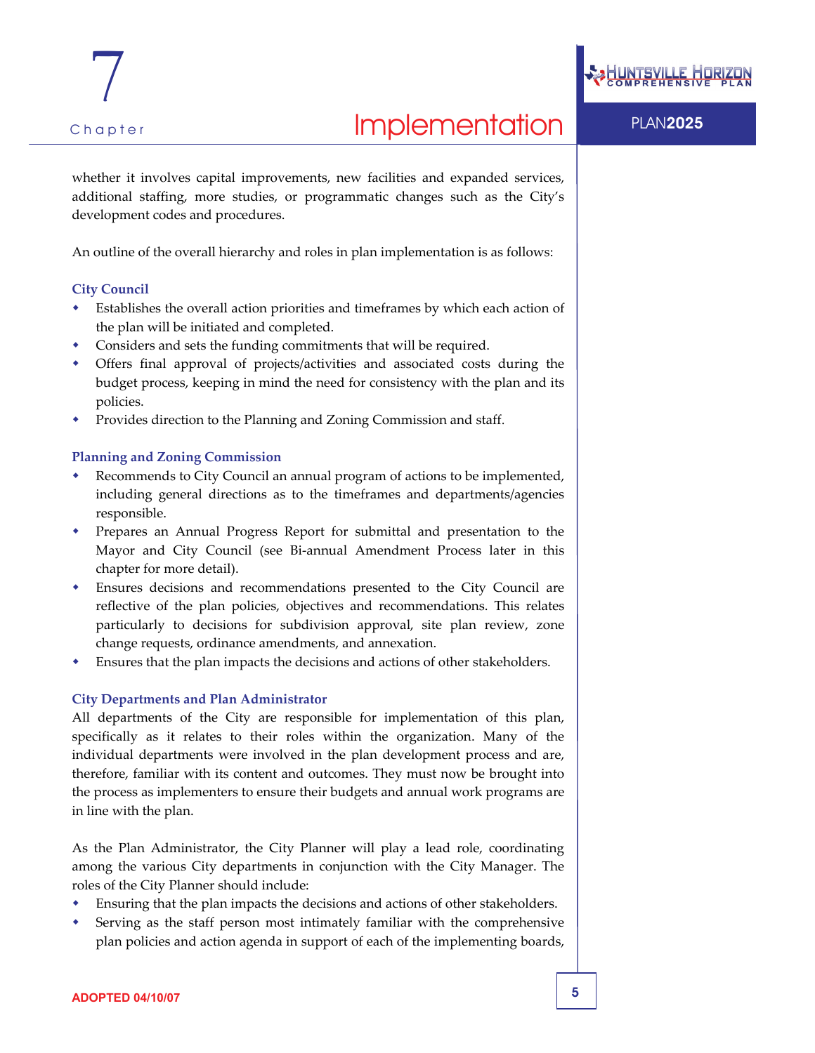whether it involves capital improvements, new facilities and expanded services, additional staffing, more studies, or programmatic changes such as the City's development codes and procedures.

An outline of the overall hierarchy and roles in plan implementation is as follows:

### City Council

- Establishes the overall action priorities and timeframes by which each action of the plan will be initiated and completed.
- Considers and sets the funding commitments that will be required.
- Offers final approval of projects/activities and associated costs during the budget process, keeping in mind the need for consistency with the plan and its policies.
- Provides direction to the Planning and Zoning Commission and staff.

### Planning and Zoning Commission

- Recommends to City Council an annual program of actions to be implemented, including general directions as to the timeframes and departments/agencies responsible.
- Prepares an Annual Progress Report for submittal and presentation to the Mayor and City Council (see Bi-annual Amendment Process later in this chapter for more detail).
- Ensures decisions and recommendations presented to the City Council are reflective of the plan policies, objectives and recommendations. This relates particularly to decisions for subdivision approval, site plan review, zone change requests, ordinance amendments, and annexation.
- Ensures that the plan impacts the decisions and actions of other stakeholders.

### City Departments and Plan Administrator

All departments of the City are responsible for implementation of this plan, specifically as it relates to their roles within the organization. Many of the individual departments were involved in the plan development process and are, therefore, familiar with its content and outcomes. They must now be brought into the process as implementers to ensure their budgets and annual work programs are in line with the plan.

As the Plan Administrator, the City Planner will play a lead role, coordinating among the various City departments in conjunction with the City Manager. The roles of the City Planner should include:

- Ensuring that the plan impacts the decisions and actions of other stakeholders.
- Serving as the staff person most intimately familiar with the comprehensive plan policies and action agenda in support of each of the implementing boards,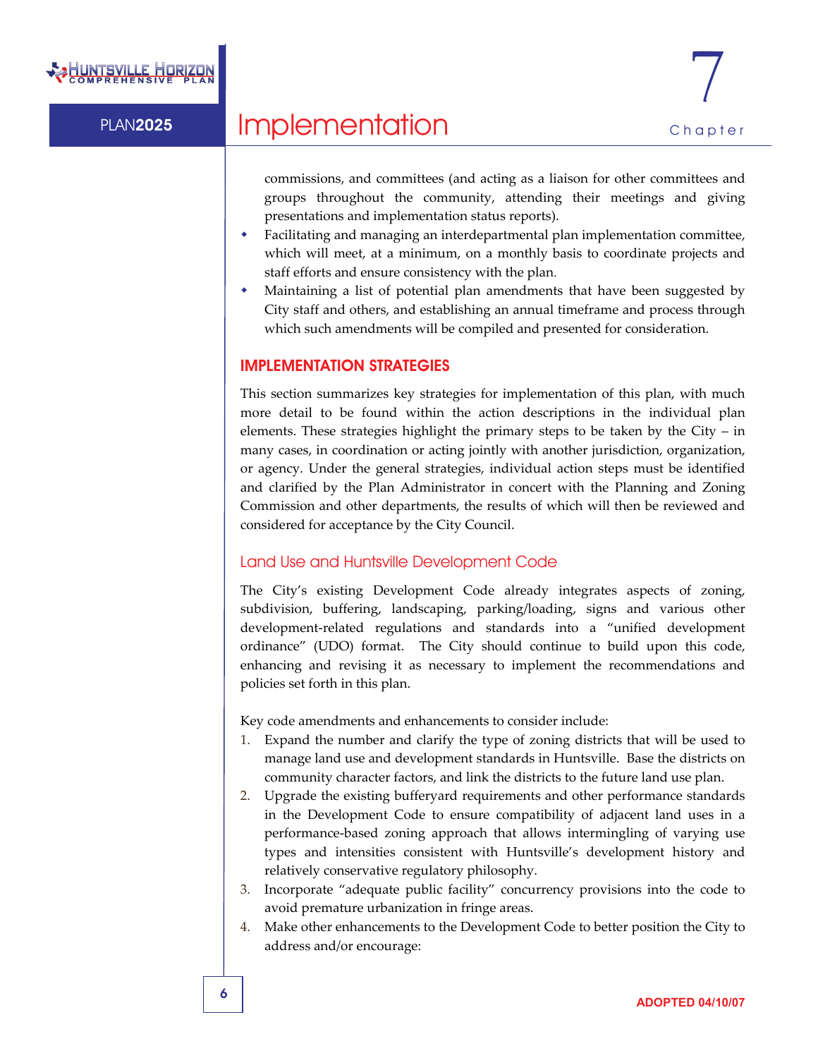commissions, and committees (and acting as a liaison for other committees and groups throughout the community, attending their meetings and giving presentations and implementation status reports).

- Facilitating and managing an interdepartmental plan implementation committee, which will meet, at a minimum, on a monthly basis to coordinate projects and staff efforts and ensure consistency with the plan.
- Maintaining a list of potential plan amendments that have been suggested by City staff and others, and establishing an annual timeframe and process through which such amendments will be compiled and presented for consideration.

## IMPLEMENTATION STRATEGIES

This section summarizes key strategies for implementation of this plan, with much more detail to be found within the action descriptions in the individual plan elements. These strategies highlight the primary steps to be taken by the City – in many cases, in coordination or acting jointly with another jurisdiction, organization, or agency. Under the general strategies, individual action steps must be identified and clarified by the Plan Administrator in concert with the Planning and Zoning Commission and other departments, the results of which will then be reviewed and considered for acceptance by the City Council.

### Land Use and Huntsville Development Code

The City's existing Development Code already integrates aspects of zoning, subdivision, buffering, landscaping, parking/loading, signs and various other development-related regulations and standards into a "unified development ordinance" (UDO) format. The City should continue to build upon this code, enhancing and revising it as necessary to implement the recommendations and policies set forth in this plan.

Key code amendments and enhancements to consider include:

1. Expand the number and clarify the type of zoning districts that will be used to manage land use and development standards in Huntsville. Base the districts on community character factors, and link the districts to the future land use plan.
2. Upgrade the existing bufferyard requirements and other performance standards in the Development Code to ensure compatibility of adjacent land uses in a performance-based zoning approach that allows intermingling of varying use types and intensities consistent with Huntsville's development history and relatively conservative regulatory philosophy.
3. Incorporate "adequate public facility" concurrency provisions into the code to avoid premature urbanization in fringe areas.
4. Make other enhancements to the Development Code to better position the City to address and/or encourage: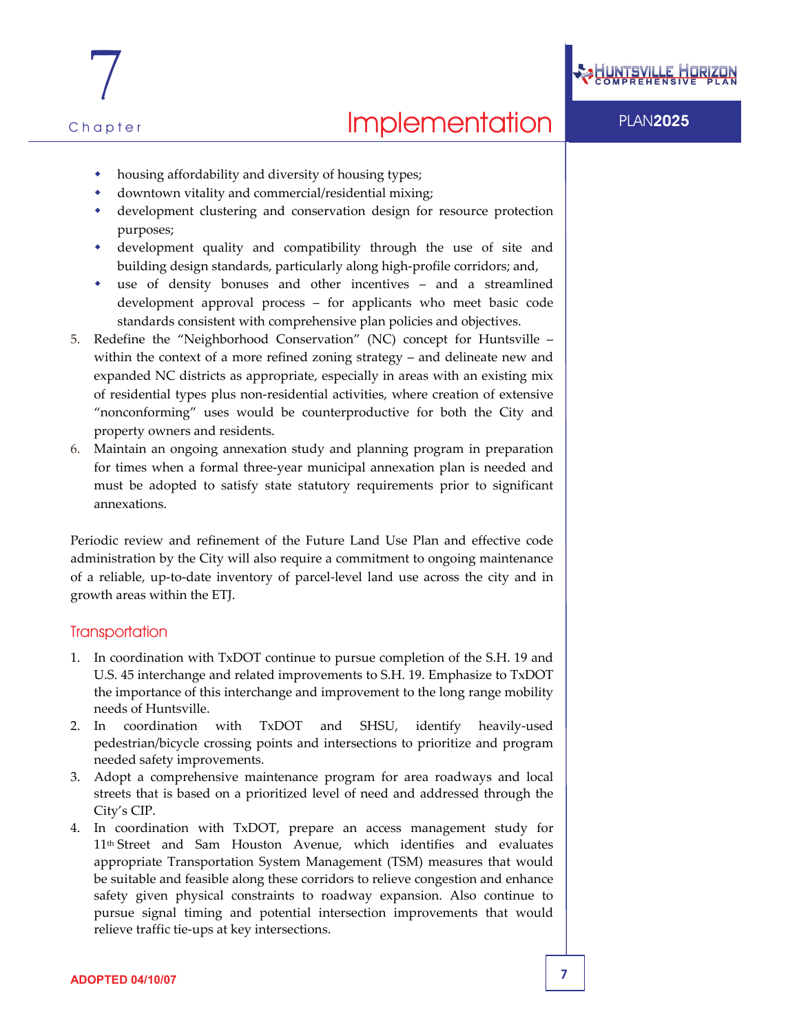- housing affordability and diversity of housing types;
- downtown vitality and commercial/residential mixing;
- development clustering and conservation design for resource protection purposes;
- development quality and compatibility through the use of site and building design standards, particularly along high-profile corridors; and,
- use of density bonuses and other incentives – and a streamlined development approval process – for applicants who meet basic code standards consistent with comprehensive plan policies and objectives.

5. Redefine the "Neighborhood Conservation" (NC) concept for Huntsville – within the context of a more refined zoning strategy – and delineate new and expanded NC districts as appropriate, especially in areas with an existing mix of residential types plus non-residential activities, where creation of extensive "nonconforming" uses would be counterproductive for both the City and property owners and residents.
6. Maintain an ongoing annexation study and planning program in preparation for times when a formal three-year municipal annexation plan is needed and must be adopted to satisfy state statutory requirements prior to significant annexations.

Periodic review and refinement of the Future Land Use Plan and effective code administration by the City will also require a commitment to ongoing maintenance of a reliable, up-to-date inventory of parcel-level land use across the city and in growth areas within the ETJ.

## Transportation

1. In coordination with TxDOT continue to pursue completion of the S.H. 19 and U.S. 45 interchange and related improvements to S.H. 19. Emphasize to TxDOT the importance of this interchange and improvement to the long range mobility needs of Huntsville.
2. In coordination with TxDOT and SHSU, identify heavily-used pedestrian/bicycle crossing points and intersections to prioritize and program needed safety improvements.
3. Adopt a comprehensive maintenance program for area roadways and local streets that is based on a prioritized level of need and addressed through the City's CIP.
4. In coordination with TxDOT, prepare an access management study for 11th Street and Sam Houston Avenue, which identifies and evaluates appropriate Transportation System Management (TSM) measures that would be suitable and feasible along these corridors to relieve congestion and enhance safety given physical constraints to roadway expansion. Also continue to pursue signal timing and potential intersection improvements that would relieve traffic tie-ups at key intersections.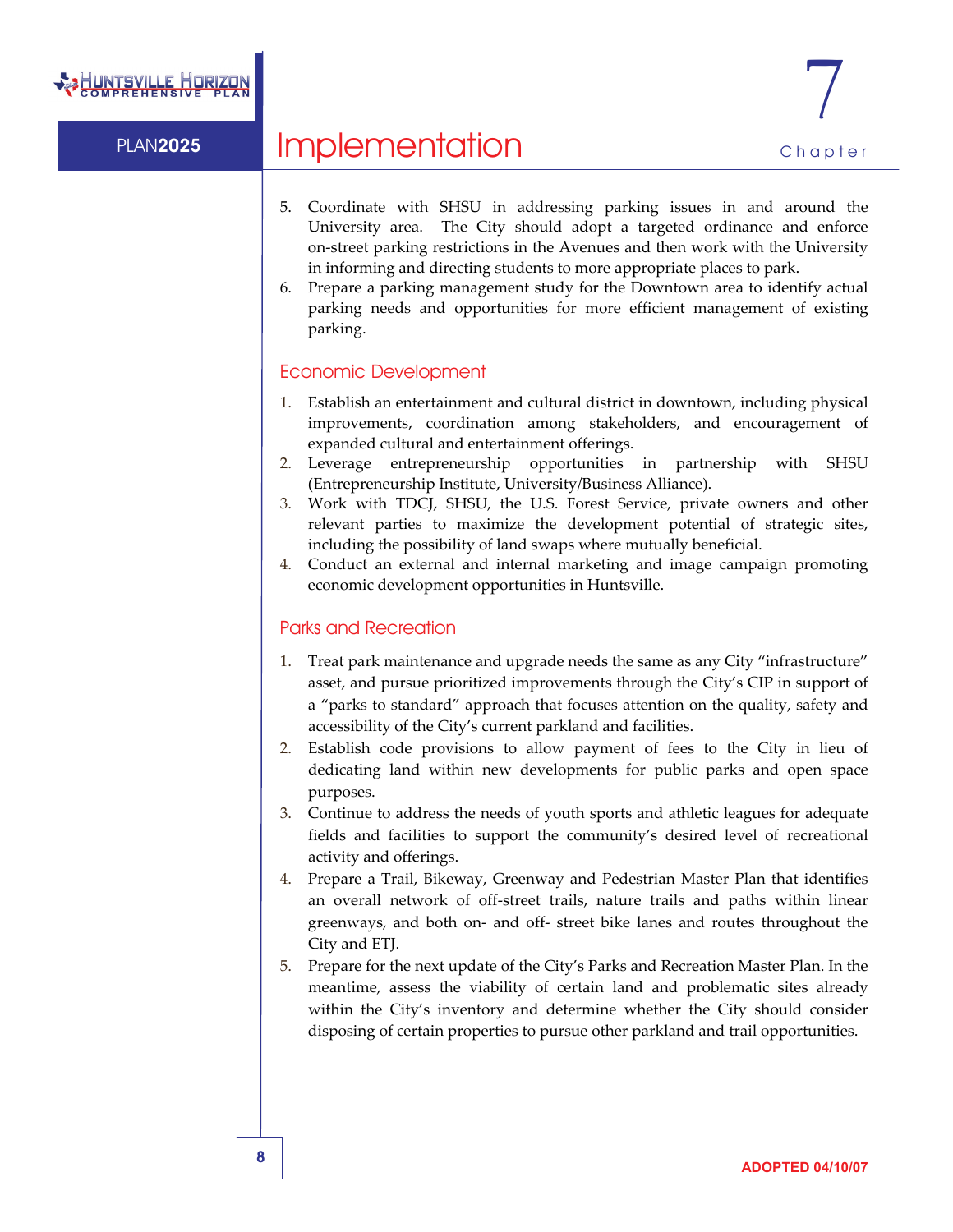5. Coordinate with SHSU in addressing parking issues in and around the University area. The City should adopt a targeted ordinance and enforce on-street parking restrictions in the Avenues and then work with the University in informing and directing students to more appropriate places to park.
6. Prepare a parking management study for the Downtown area to identify actual parking needs and opportunities for more efficient management of existing parking.

## Economic Development

1. Establish an entertainment and cultural district in downtown, including physical improvements, coordination among stakeholders, and encouragement of expanded cultural and entertainment offerings.
2. Leverage entrepreneurship opportunities in partnership with SHSU (Entrepreneurship Institute, University/Business Alliance).
3. Work with TDCJ, SHSU, the U.S. Forest Service, private owners and other relevant parties to maximize the development potential of strategic sites, including the possibility of land swaps where mutually beneficial.
4. Conduct an external and internal marketing and image campaign promoting economic development opportunities in Huntsville.

## Parks and Recreation

1. Treat park maintenance and upgrade needs the same as any City "infrastructure" asset, and pursue prioritized improvements through the City's CIP in support of a "parks to standard" approach that focuses attention on the quality, safety and accessibility of the City's current parkland and facilities.
2. Establish code provisions to allow payment of fees to the City in lieu of dedicating land within new developments for public parks and open space purposes.
3. Continue to address the needs of youth sports and athletic leagues for adequate fields and facilities to support the community's desired level of recreational activity and offerings.
4. Prepare a Trail, Bikeway, Greenway and Pedestrian Master Plan that identifies an overall network of off-street trails, nature trails and paths within linear greenways, and both on- and off- street bike lanes and routes throughout the City and ETJ.
5. Prepare for the next update of the City's Parks and Recreation Master Plan. In the meantime, assess the viability of certain land and problematic sites already within the City's inventory and determine whether the City should consider disposing of certain properties to pursue other parkland and trail opportunities.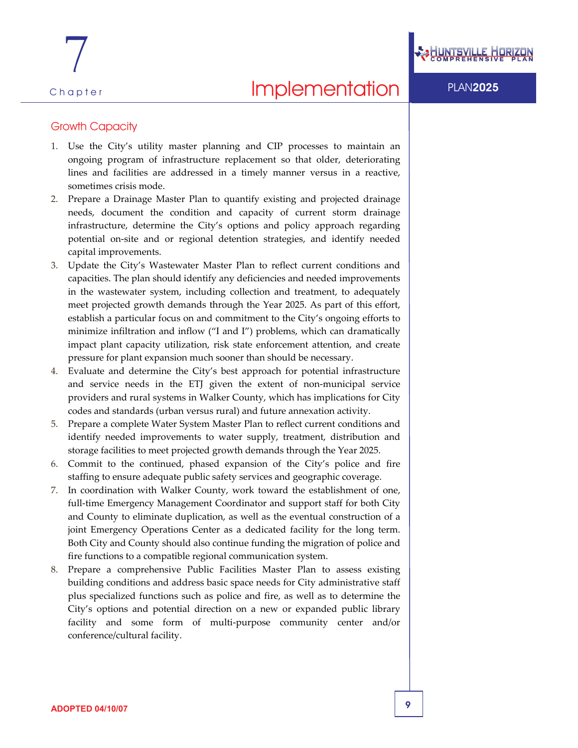## Growth Capacity

1. Use the City's utility master planning and CIP processes to maintain an ongoing program of infrastructure replacement so that older, deteriorating lines and facilities are addressed in a timely manner versus in a reactive, sometimes crisis mode.
2. Prepare a Drainage Master Plan to quantify existing and projected drainage needs, document the condition and capacity of current storm drainage infrastructure, determine the City's options and policy approach regarding potential on-site and or regional detention strategies, and identify needed capital improvements.
3. Update the City's Wastewater Master Plan to reflect current conditions and capacities. The plan should identify any deficiencies and needed improvements in the wastewater system, including collection and treatment, to adequately meet projected growth demands through the Year 2025. As part of this effort, establish a particular focus on and commitment to the City's ongoing efforts to minimize infiltration and inflow ("I and I") problems, which can dramatically impact plant capacity utilization, risk state enforcement attention, and create pressure for plant expansion much sooner than should be necessary.
4. Evaluate and determine the City's best approach for potential infrastructure and service needs in the ETJ given the extent of non-municipal service providers and rural systems in Walker County, which has implications for City codes and standards (urban versus rural) and future annexation activity.
5. Prepare a complete Water System Master Plan to reflect current conditions and identify needed improvements to water supply, treatment, distribution and storage facilities to meet projected growth demands through the Year 2025.
6. Commit to the continued, phased expansion of the City's police and fire staffing to ensure adequate public safety services and geographic coverage.
7. In coordination with Walker County, work toward the establishment of one, full-time Emergency Management Coordinator and support staff for both City and County to eliminate duplication, as well as the eventual construction of a joint Emergency Operations Center as a dedicated facility for the long term. Both City and County should also continue funding the migration of police and fire functions to a compatible regional communication system.
8. Prepare a comprehensive Public Facilities Master Plan to assess existing building conditions and address basic space needs for City administrative staff plus specialized functions such as police and fire, as well as to determine the City's options and potential direction on a new or expanded public library facility and some form of multi-purpose community center and/or conference/cultural facility.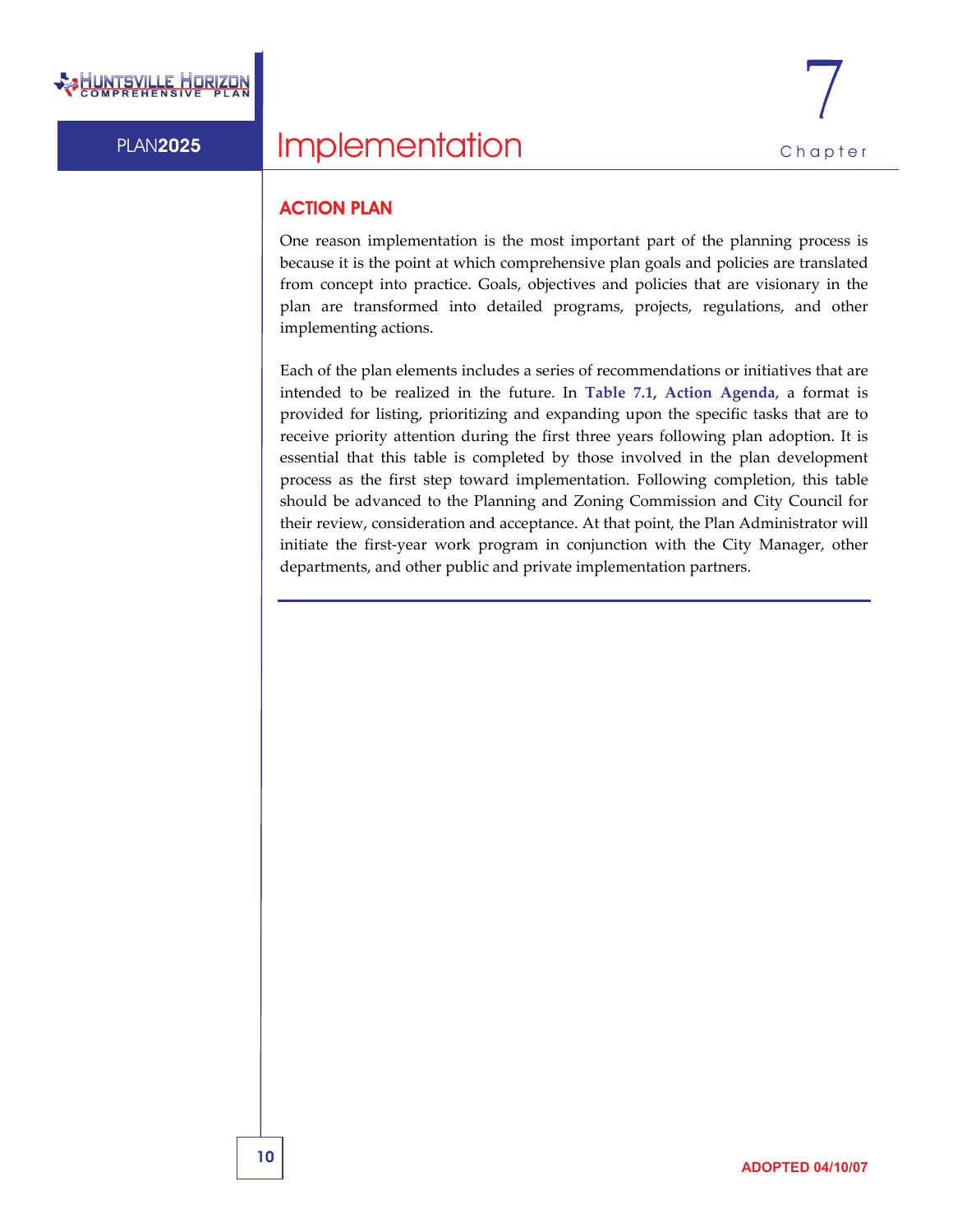## ACTION PLAN

One reason implementation is the most important part of the planning process is because it is the point at which comprehensive plan goals and policies are translated from concept into practice. Goals, objectives and policies that are visionary in the plan are transformed into detailed programs, projects, regulations, and other implementing actions.

Each of the plan elements includes a series of recommendations or initiatives that are intended to be realized in the future. In **Table 7.1, Action Agenda**, a format is provided for listing, prioritizing and expanding upon the specific tasks that are to receive priority attention during the first three years following plan adoption. It is essential that this table is completed by those involved in the plan development process as the first step toward implementation. Following completion, this table should be advanced to the Planning and Zoning Commission and City Council for their review, consideration and acceptance. At that point, the Plan Administrator will initiate the first-year work program in conjunction with the City Manager, other departments, and other public and private implementation partners.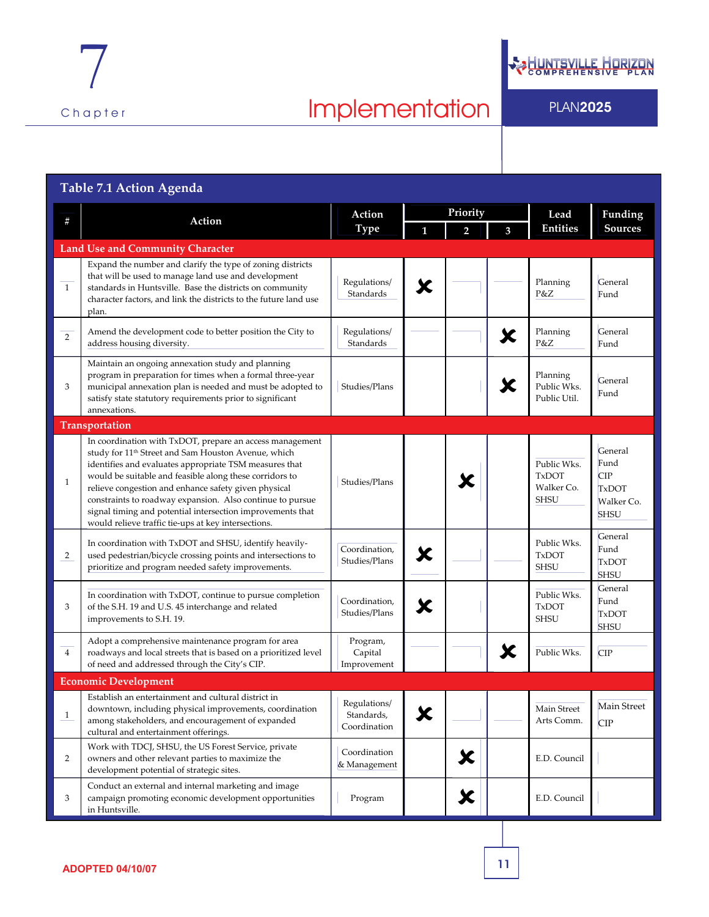# Chapter 7 Implementation

## Table 7.1 Action Agenda

| # | Action | Action Type | Priority 1 | Priority 2 | Priority 3 | Lead Entities | Funding Sources |
|---|---|---|---|---|---|---|---|
| **Land Use and Community Character** | | | | | | | |
| 1 | Expand the number and clarify the type of zoning districts that will be used to manage land use and development standards in Huntsville. Base the districts on community character factors, and link the districts to the future land use plan. | Regulations/ Standards | X | | | Planning P&Z | General Fund |
| 2 | Amend the development code to better position the City to address housing diversity. | Regulations/ Standards | | | X | Planning P&Z | General Fund |
| 3 | Maintain an ongoing annexation study and planning program in preparation for times when a formal three-year municipal annexation plan is needed and must be adopted to satisfy state statutory requirements prior to significant annexations. | Studies/Plans | | | X | Planning Public Wks. Public Util. | General Fund |
| **Transportation** | | | | | | | |
| 1 | In coordination with TxDOT, prepare an access management study for 11th Street and Sam Houston Avenue, which identifies and evaluates appropriate TSM measures that would be suitable and feasible along these corridors to relieve congestion and enhance safety given physical constraints to roadway expansion. Also continue to pursue signal timing and potential intersection improvements that would relieve traffic tie-ups at key intersections. | Studies/Plans | | X | | Public Wks. TxDOT Walker Co. SHSU | General Fund CIP TxDOT Walker Co. SHSU |
| 2 | In coordination with TxDOT and SHSU, identify heavily-used pedestrian/bicycle crossing points and intersections to prioritize and program needed safety improvements. | Coordination, Studies/Plans | X | | | Public Wks. TxDOT SHSU | General Fund TxDOT SHSU |
| 3 | In coordination with TxDOT, continue to pursue completion of the S.H. 19 and U.S. 45 interchange and related improvements to S.H. 19. | Coordination, Studies/Plans | X | | | Public Wks. TxDOT SHSU | General Fund TxDOT SHSU |
| 4 | Adopt a comprehensive maintenance program for area roadways and local streets that is based on a prioritized level of need and addressed through the City's CIP. | Program, Capital Improvement | | | X | Public Wks. | CIP |
| **Economic Development** | | | | | | | |
| 1 | Establish an entertainment and cultural district in downtown, including physical improvements, coordination among stakeholders, and encouragement of expanded cultural and entertainment offerings. | Regulations/ Standards, Coordination | X | | | Main Street Arts Comm. | Main Street CIP |
| 2 | Work with TDCJ, SHSU, the US Forest Service, private owners and other relevant parties to maximize the development potential of strategic sites. | Coordination & Management | | X | | E.D. Council | |
| 3 | Conduct an external and internal marketing and image campaign promoting economic development opportunities in Huntsville. | Program | | X | | E.D. Council | |

ADOPTED 04/10/07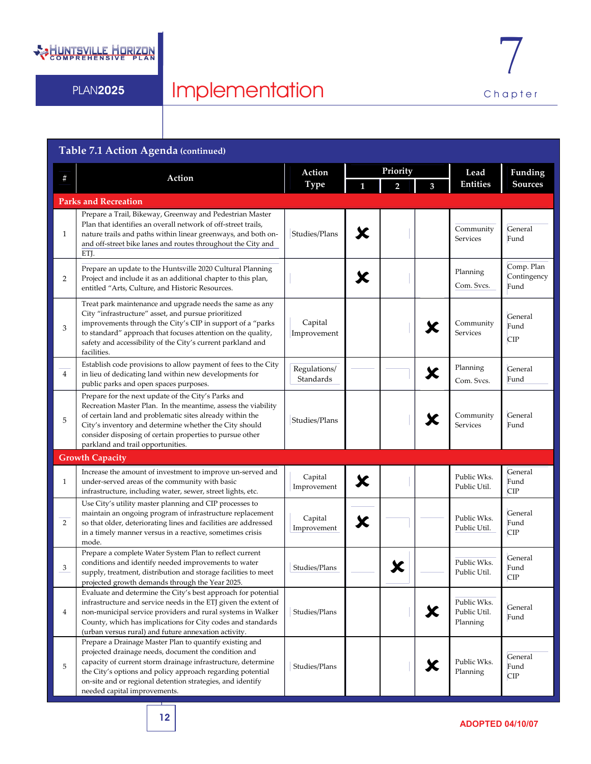# Implementation

## Table 7.1 Action Agenda (continued)

| # | Action | Action Type | Priority 1 | Priority 2 | Priority 3 | Lead Entities | Funding Sources |
|---|---|---|---|---|---|---|---|
| **Parks and Recreation** | | | | | | | |
| 1 | Prepare a Trail, Bikeway, Greenway and Pedestrian Master Plan that identifies an overall network of off-street trails, nature trails and paths within linear greenways, and both on- and off-street bike lanes and routes throughout the City and ETJ. | Studies/Plans | X | | | Community Services | General Fund |
| 2 | Prepare an update to the Huntsville 2020 Cultural Planning Project and include it as an additional chapter to this plan, entitled "Arts, Culture, and Historic Resources. | | X | | | Planning Com. Svcs. | Comp. Plan Contingency Fund |
| 3 | Treat park maintenance and upgrade needs the same as any City "infrastructure" asset, and pursue prioritized improvements through the City's CIP in support of a "parks to standard" approach that focuses attention on the quality, safety and accessibility of the City's current parkland and facilities. | Capital Improvement | | | X | Community Services | General Fund CIP |
| 4 | Establish code provisions to allow payment of fees to the City in lieu of dedicating land within new developments for public parks and open spaces purposes. | Regulations/ Standards | | | X | Planning Com. Svcs. | General Fund |
| 5 | Prepare for the next update of the City's Parks and Recreation Master Plan. In the meantime, assess the viability of certain land and problematic sites already within the City's inventory and determine whether the City should consider disposing of certain properties to pursue other parkland and trail opportunities. | Studies/Plans | | | X | Community Services | General Fund |
| **Growth Capacity** | | | | | | | |
| 1 | Increase the amount of investment to improve un-served and under-served areas of the community with basic infrastructure, including water, sewer, street lights, etc. | Capital Improvement | X | | | Public Wks. Public Util. | General Fund CIP |
| 2 | Use City's utility master planning and CIP processes to maintain an ongoing program of infrastructure replacement so that older, deteriorating lines and facilities are addressed in a timely manner versus in a reactive, sometimes crisis mode. | Capital Improvement | X | | | Public Wks. Public Util. | General Fund CIP |
| 3 | Prepare a complete Water System Plan to reflect current conditions and identify needed improvements to water supply, treatment, distribution and storage facilities to meet projected growth demands through the Year 2025. | Studies/Plans | | X | | Public Wks. Public Util. | General Fund CIP |
| 4 | Evaluate and determine the City's best approach for potential infrastructure and service needs in the ETJ given the extent of non-municipal service providers and rural systems in Walker County, which has implications for City codes and standards (urban versus rural) and future annexation activity. | Studies/Plans | | | X | Public Wks. Public Util. Planning | General Fund |
| 5 | Prepare a Drainage Master Plan to quantify existing and projected drainage needs, document the condition and capacity of current storm drainage infrastructure, determine the City's options and policy approach regarding potential on-site and or regional detention strategies, and identify needed capital improvements. | Studies/Plans | | | X | Public Wks. Planning | General Fund CIP |

ADOPTED 04/10/07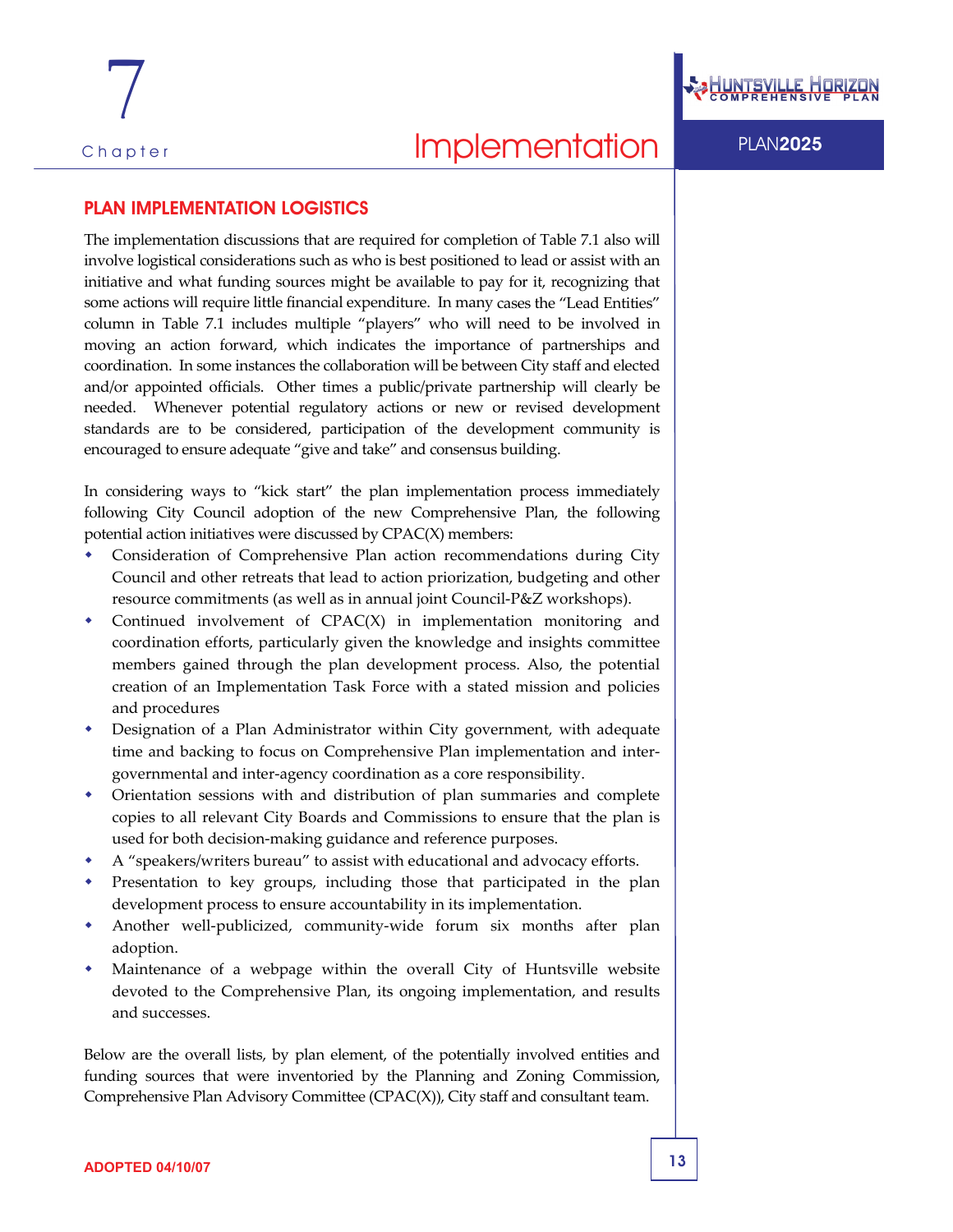## PLAN IMPLEMENTATION LOGISTICS

The implementation discussions that are required for completion of Table 7.1 also will involve logistical considerations such as who is best positioned to lead or assist with an initiative and what funding sources might be available to pay for it, recognizing that some actions will require little financial expenditure. In many cases the "Lead Entities" column in Table 7.1 includes multiple "players" who will need to be involved in moving an action forward, which indicates the importance of partnerships and coordination. In some instances the collaboration will be between City staff and elected and/or appointed officials. Other times a public/private partnership will clearly be needed. Whenever potential regulatory actions or new or revised development standards are to be considered, participation of the development community is encouraged to ensure adequate "give and take" and consensus building.

In considering ways to "kick start" the plan implementation process immediately following City Council adoption of the new Comprehensive Plan, the following potential action initiatives were discussed by CPAC(X) members:

- Consideration of Comprehensive Plan action recommendations during City Council and other retreats that lead to action priorization, budgeting and other resource commitments (as well as in annual joint Council-P&Z workshops).
- Continued involvement of CPAC(X) in implementation monitoring and coordination efforts, particularly given the knowledge and insights committee members gained through the plan development process. Also, the potential creation of an Implementation Task Force with a stated mission and policies and procedures
- Designation of a Plan Administrator within City government, with adequate time and backing to focus on Comprehensive Plan implementation and inter-governmental and inter-agency coordination as a core responsibility.
- Orientation sessions with and distribution of plan summaries and complete copies to all relevant City Boards and Commissions to ensure that the plan is used for both decision-making guidance and reference purposes.
- A "speakers/writers bureau" to assist with educational and advocacy efforts.
- Presentation to key groups, including those that participated in the plan development process to ensure accountability in its implementation.
- Another well-publicized, community-wide forum six months after plan adoption.
- Maintenance of a webpage within the overall City of Huntsville website devoted to the Comprehensive Plan, its ongoing implementation, and results and successes.

Below are the overall lists, by plan element, of the potentially involved entities and funding sources that were inventoried by the Planning and Zoning Commission, Comprehensive Plan Advisory Committee (CPAC(X)), City staff and consultant team.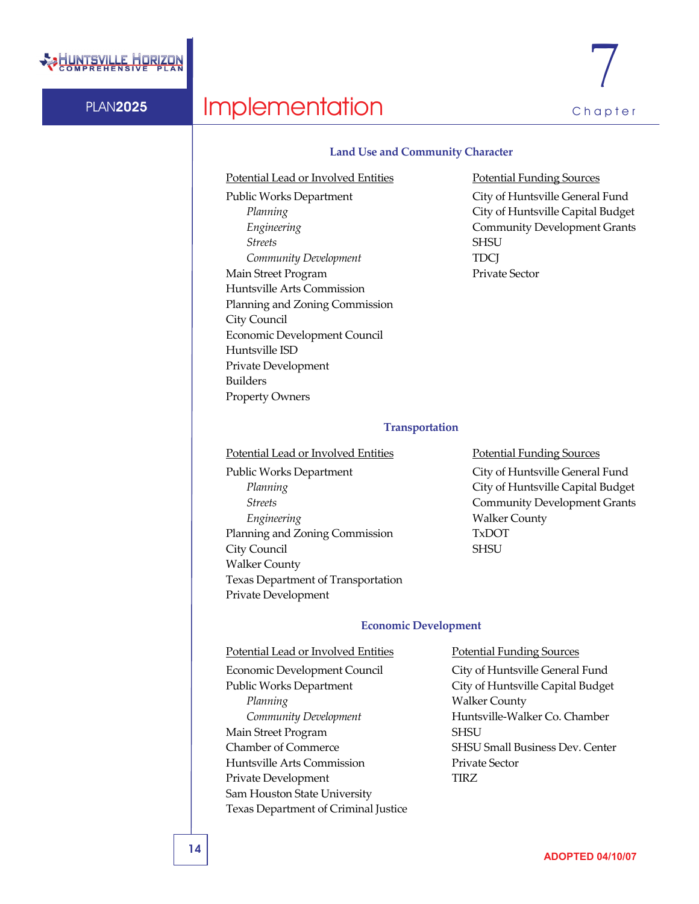### Land Use and Community Character

| Potential Lead or Involved Entities | Potential Funding Sources |
|---|---|
| Public Works Department | City of Huntsville General Fund |
| *Planning* | City of Huntsville Capital Budget |
| *Engineering* | Community Development Grants |
| *Streets* | SHSU |
| *Community Development* | TDCJ |
| Main Street Program | Private Sector |
| Huntsville Arts Commission | |
| Planning and Zoning Commission | |
| City Council | |
| Economic Development Council | |
| Huntsville ISD | |
| Private Development | |
| Builders | |
| Property Owners | |

### Transportation

| Potential Lead or Involved Entities | Potential Funding Sources |
|---|---|
| Public Works Department | City of Huntsville General Fund |
| *Planning* | City of Huntsville Capital Budget |
| *Streets* | Community Development Grants |
| *Engineering* | Walker County |
| Planning and Zoning Commission | TxDOT |
| City Council | SHSU |
| Walker County | |
| Texas Department of Transportation | |
| Private Development | |

### Economic Development

| Potential Lead or Involved Entities | Potential Funding Sources |
|---|---|
| Economic Development Council | City of Huntsville General Fund |
| Public Works Department | City of Huntsville Capital Budget |
| *Planning* | Walker County |
| *Community Development* | Huntsville-Walker Co. Chamber |
| Main Street Program | SHSU |
| Chamber of Commerce | SHSU Small Business Dev. Center |
| Huntsville Arts Commission | Private Sector |
| Private Development | TIRZ |
| Sam Houston State University | |
| Texas Department of Criminal Justice | |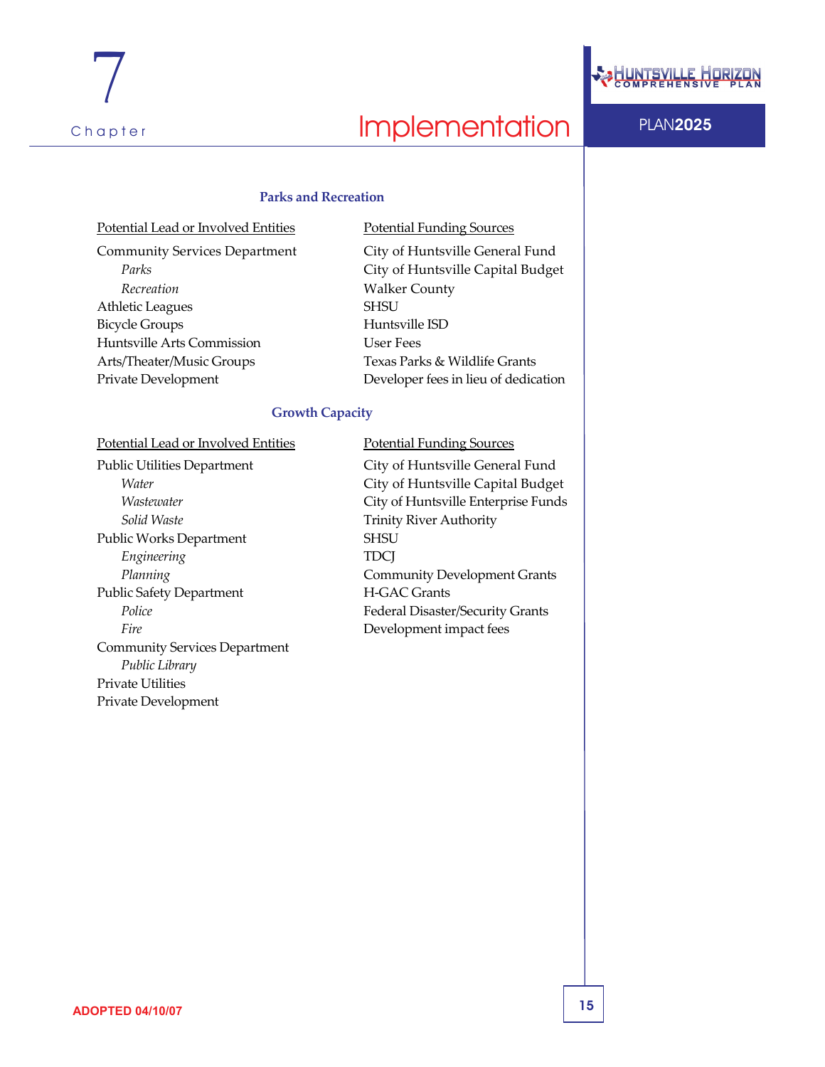### Parks and Recreation

| Potential Lead or Involved Entities | Potential Funding Sources |
|---|---|
| Community Services Department | City of Huntsville General Fund |
| *Parks* | City of Huntsville Capital Budget |
| *Recreation* | Walker County |
| Athletic Leagues | SHSU |
| Bicycle Groups | Huntsville ISD |
| Huntsville Arts Commission | User Fees |
| Arts/Theater/Music Groups | Texas Parks & Wildlife Grants |
| Private Development | Developer fees in lieu of dedication |

### Growth Capacity

| Potential Lead or Involved Entities | Potential Funding Sources |
|---|---|
| Public Utilities Department | City of Huntsville General Fund |
| *Water* | City of Huntsville Capital Budget |
| *Wastewater* | City of Huntsville Enterprise Funds |
| *Solid Waste* | Trinity River Authority |
| Public Works Department | SHSU |
| *Engineering* | TDCJ |
| *Planning* | Community Development Grants |
| Public Safety Department | H-GAC Grants |
| *Police* | Federal Disaster/Security Grants |
| *Fire* | Development impact fees |
| Community Services Department | |
| *Public Library* | |
| Private Utilities | |
| Private Development | |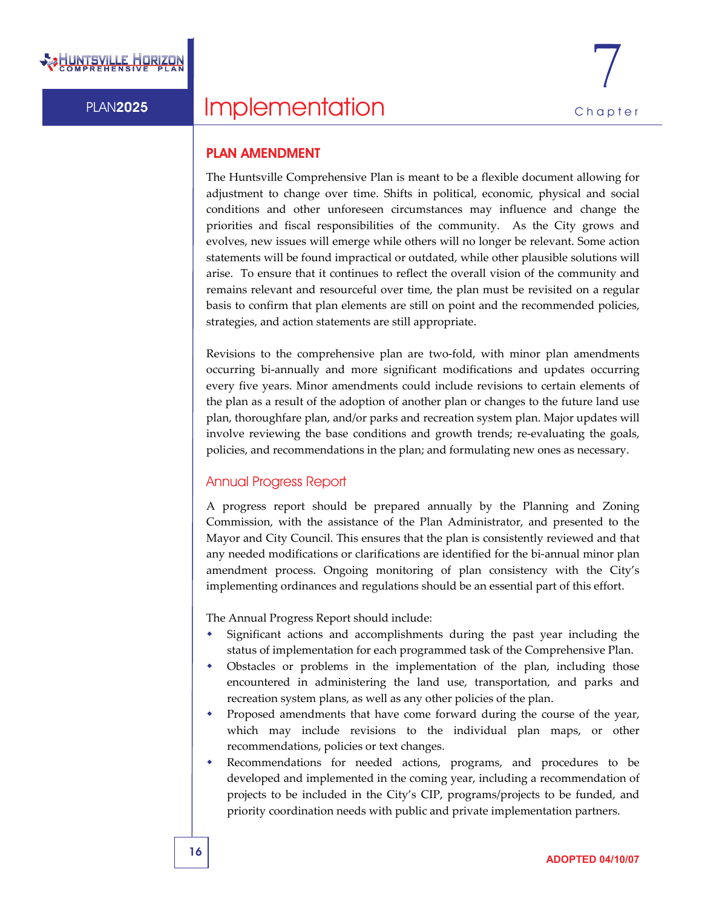## PLAN AMENDMENT

The Huntsville Comprehensive Plan is meant to be a flexible document allowing for adjustment to change over time. Shifts in political, economic, physical and social conditions and other unforeseen circumstances may influence and change the priorities and fiscal responsibilities of the community. As the City grows and evolves, new issues will emerge while others will no longer be relevant. Some action statements will be found impractical or outdated, while other plausible solutions will arise. To ensure that it continues to reflect the overall vision of the community and remains relevant and resourceful over time, the plan must be revisited on a regular basis to confirm that plan elements are still on point and the recommended policies, strategies, and action statements are still appropriate.

Revisions to the comprehensive plan are two-fold, with minor plan amendments occurring bi-annually and more significant modifications and updates occurring every five years. Minor amendments could include revisions to certain elements of the plan as a result of the adoption of another plan or changes to the future land use plan, thoroughfare plan, and/or parks and recreation system plan. Major updates will involve reviewing the base conditions and growth trends; re-evaluating the goals, policies, and recommendations in the plan; and formulating new ones as necessary.

### Annual Progress Report

A progress report should be prepared annually by the Planning and Zoning Commission, with the assistance of the Plan Administrator, and presented to the Mayor and City Council. This ensures that the plan is consistently reviewed and that any needed modifications or clarifications are identified for the bi-annual minor plan amendment process. Ongoing monitoring of plan consistency with the City's implementing ordinances and regulations should be an essential part of this effort.

The Annual Progress Report should include:

- Significant actions and accomplishments during the past year including the status of implementation for each programmed task of the Comprehensive Plan.
- Obstacles or problems in the implementation of the plan, including those encountered in administering the land use, transportation, and parks and recreation system plans, as well as any other policies of the plan.
- Proposed amendments that have come forward during the course of the year, which may include revisions to the individual plan maps, or other recommendations, policies or text changes.
- Recommendations for needed actions, programs, and procedures to be developed and implemented in the coming year, including a recommendation of projects to be included in the City's CIP, programs/projects to be funded, and priority coordination needs with public and private implementation partners.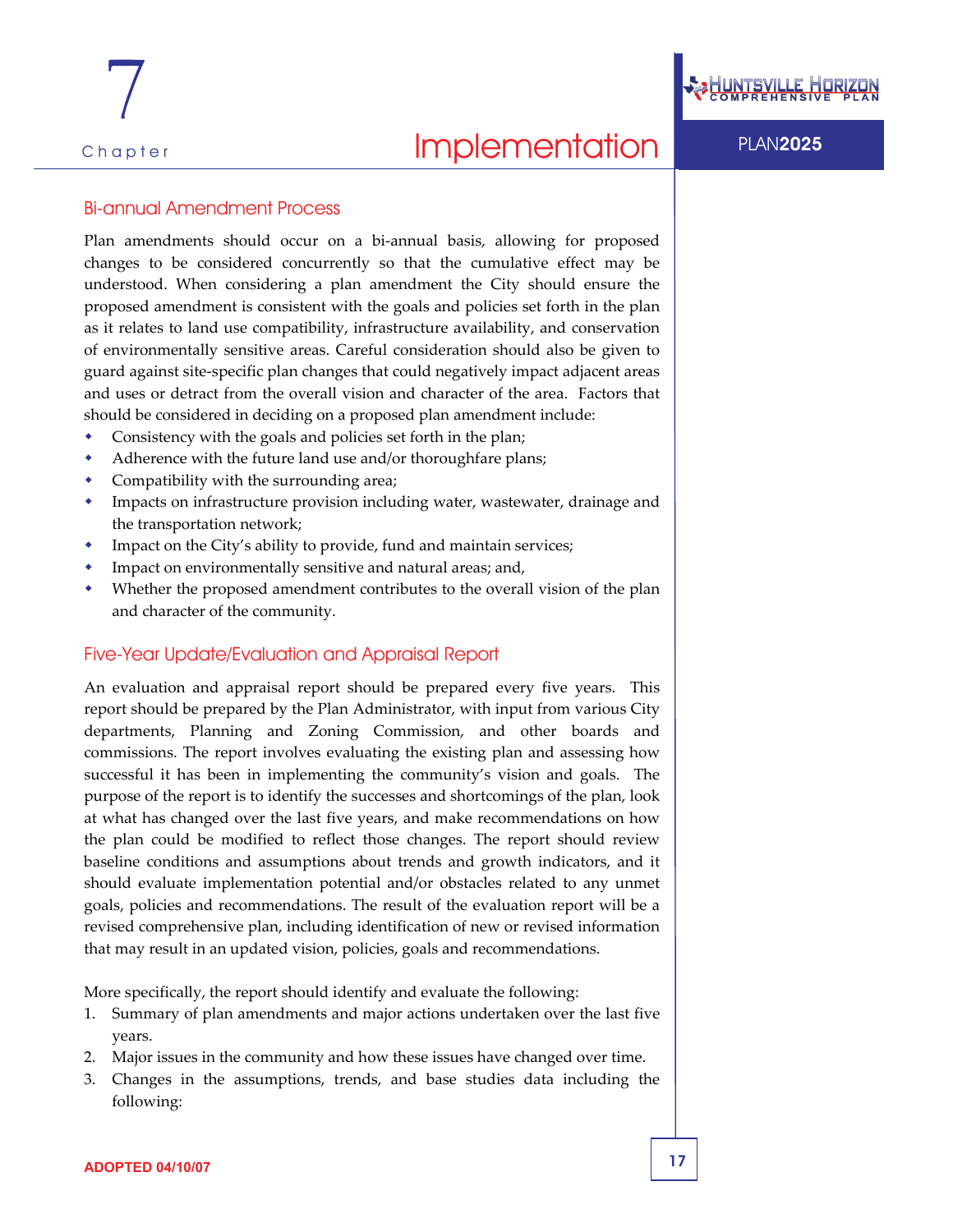## Bi-annual Amendment Process

Plan amendments should occur on a bi-annual basis, allowing for proposed changes to be considered concurrently so that the cumulative effect may be understood. When considering a plan amendment the City should ensure the proposed amendment is consistent with the goals and policies set forth in the plan as it relates to land use compatibility, infrastructure availability, and conservation of environmentally sensitive areas. Careful consideration should also be given to guard against site-specific plan changes that could negatively impact adjacent areas and uses or detract from the overall vision and character of the area. Factors that should be considered in deciding on a proposed plan amendment include:

- Consistency with the goals and policies set forth in the plan;
- Adherence with the future land use and/or thoroughfare plans;
- Compatibility with the surrounding area;
- Impacts on infrastructure provision including water, wastewater, drainage and the transportation network;
- Impact on the City's ability to provide, fund and maintain services;
- Impact on environmentally sensitive and natural areas; and,
- Whether the proposed amendment contributes to the overall vision of the plan and character of the community.

## Five-Year Update/Evaluation and Appraisal Report

An evaluation and appraisal report should be prepared every five years. This report should be prepared by the Plan Administrator, with input from various City departments, Planning and Zoning Commission, and other boards and commissions. The report involves evaluating the existing plan and assessing how successful it has been in implementing the community's vision and goals. The purpose of the report is to identify the successes and shortcomings of the plan, look at what has changed over the last five years, and make recommendations on how the plan could be modified to reflect those changes. The report should review baseline conditions and assumptions about trends and growth indicators, and it should evaluate implementation potential and/or obstacles related to any unmet goals, policies and recommendations. The result of the evaluation report will be a revised comprehensive plan, including identification of new or revised information that may result in an updated vision, policies, goals and recommendations.

More specifically, the report should identify and evaluate the following:

1. Summary of plan amendments and major actions undertaken over the last five years.
2. Major issues in the community and how these issues have changed over time.
3. Changes in the assumptions, trends, and base studies data including the following: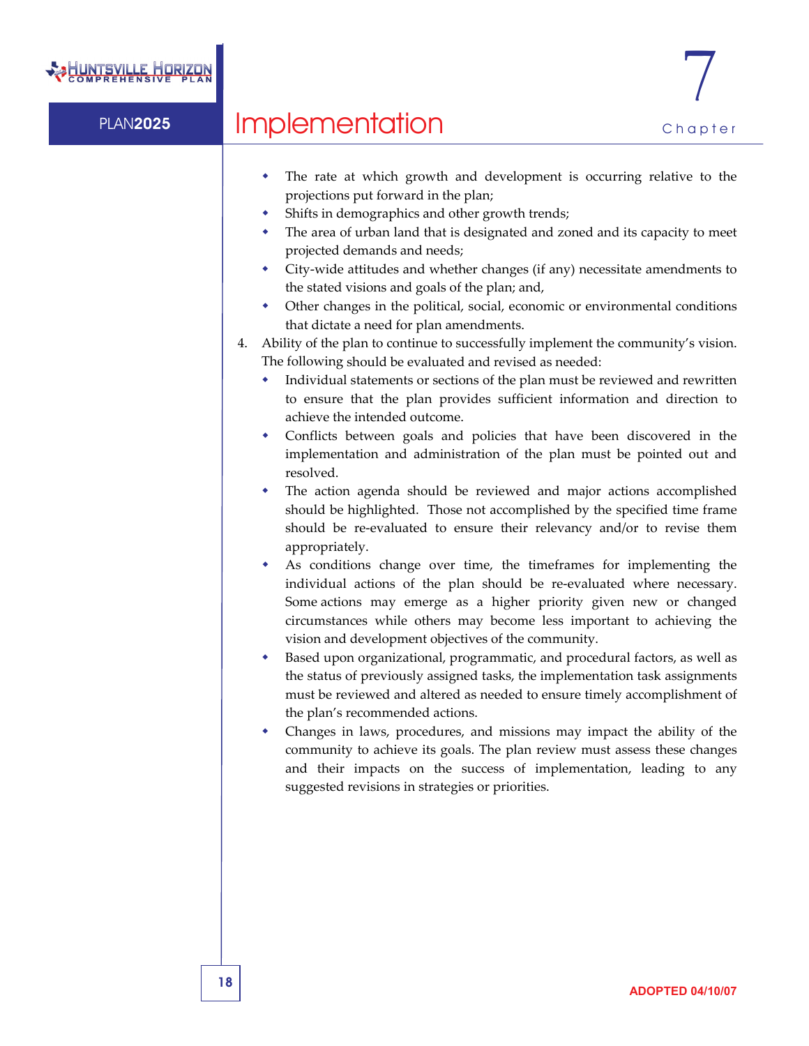- The rate at which growth and development is occurring relative to the projections put forward in the plan;
- Shifts in demographics and other growth trends;
- The area of urban land that is designated and zoned and its capacity to meet projected demands and needs;
- City-wide attitudes and whether changes (if any) necessitate amendments to the stated visions and goals of the plan; and,
- Other changes in the political, social, economic or environmental conditions that dictate a need for plan amendments.

4. Ability of the plan to continue to successfully implement the community's vision. The following should be evaluated and revised as needed:
   - Individual statements or sections of the plan must be reviewed and rewritten to ensure that the plan provides sufficient information and direction to achieve the intended outcome.
   - Conflicts between goals and policies that have been discovered in the implementation and administration of the plan must be pointed out and resolved.
   - The action agenda should be reviewed and major actions accomplished should be highlighted. Those not accomplished by the specified time frame should be re-evaluated to ensure their relevancy and/or to revise them appropriately.
   - As conditions change over time, the timeframes for implementing the individual actions of the plan should be re-evaluated where necessary. Some actions may emerge as a higher priority given new or changed circumstances while others may become less important to achieving the vision and development objectives of the community.
   - Based upon organizational, programmatic, and procedural factors, as well as the status of previously assigned tasks, the implementation task assignments must be reviewed and altered as needed to ensure timely accomplishment of the plan's recommended actions.
   - Changes in laws, procedures, and missions may impact the ability of the community to achieve its goals. The plan review must assess these changes and their impacts on the success of implementation, leading to any suggested revisions in strategies or priorities.